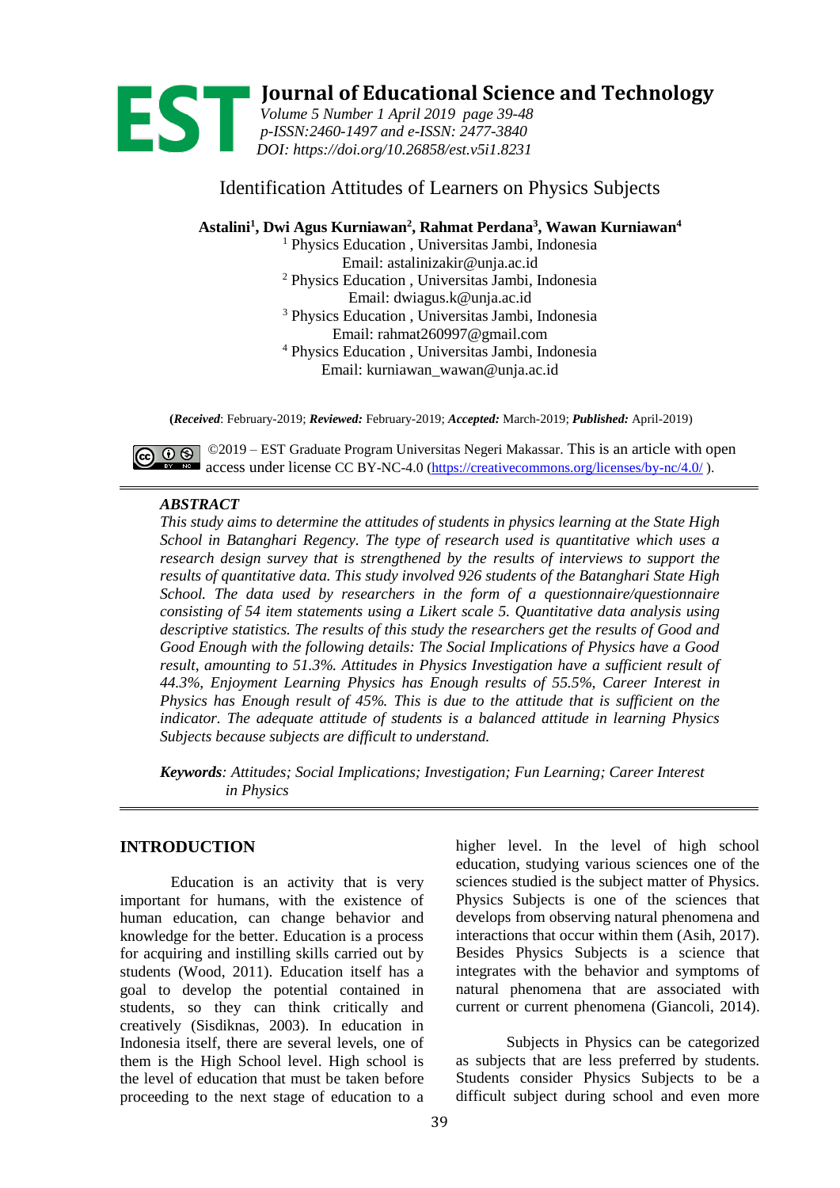# Journal of Educational Science and Technology

*Volume 5 Number 1 April 2019 page 39-48*
*p-ISSN:2460-1497 and e-ISSN: 2477-3840*
*DOI: https://doi.org/10.26858/est.v5i1.8231*

## Identification Attitudes of Learners on Physics Subjects

**Astalini[1], Dwi Agus Kurniawan[2], Rahmat Perdana[3], Wawan Kurniawan[4]**

[1] Physics Education , Universitas Jambi, Indonesia
Email: astalinizakir@unja.ac.id

[2] Physics Education , Universitas Jambi, Indonesia
Email: dwiagus.k@unja.ac.id

[3] Physics Education , Universitas Jambi, Indonesia
Email: rahmat260997@gmail.com

[4] Physics Education , Universitas Jambi, Indonesia
Email: kurniawan_wawan@unja.ac.id

(***Received***: February-2019; ***Reviewed:*** February-2019; ***Accepted:*** March-2019; ***Published:*** April-2019)

©2019 – EST Graduate Program Universitas Negeri Makassar. This is an article with open access under license CC BY-NC-4.0 (https://creativecommons.org/licenses/by-nc/4.0/ ).

***ABSTRACT***

*This study aims to determine the attitudes of students in physics learning at the State High School in Batanghari Regency. The type of research used is quantitative which uses a research design survey that is strengthened by the results of interviews to support the results of quantitative data. This study involved 926 students of the Batanghari State High School. The data used by researchers in the form of a questionnaire/questionnaire consisting of 54 item statements using a Likert scale 5. Quantitative data analysis using descriptive statistics. The results of this study the researchers get the results of Good and Good Enough with the following details: The Social Implications of Physics have a Good result, amounting to 51.3%. Attitudes in Physics Investigation have a sufficient result of 44.3%, Enjoyment Learning Physics has Enough results of 55.5%, Career Interest in Physics has Enough result of 45%. This is due to the attitude that is sufficient on the indicator. The adequate attitude of students is a balanced attitude in learning Physics Subjects because subjects are difficult to understand.*

***Keywords****: Attitudes; Social Implications; Investigation; Fun Learning; Career Interest in Physics*

## INTRODUCTION

Education is an activity that is very important for humans, with the existence of human education, can change behavior and knowledge for the better. Education is a process for acquiring and instilling skills carried out by students (Wood, 2011). Education itself has a goal to develop the potential contained in students, so they can think critically and creatively (Sisdiknas, 2003). In education in Indonesia itself, there are several levels, one of them is the High School level. High school is the level of education that must be taken before proceeding to the next stage of education to a higher level. In the level of high school education, studying various sciences one of the sciences studied is the subject matter of Physics. Physics Subjects is one of the sciences that develops from observing natural phenomena and interactions that occur within them (Asih, 2017). Besides Physics Subjects is a science that integrates with the behavior and symptoms of natural phenomena that are associated with current or current phenomena (Giancoli, 2014).

Subjects in Physics can be categorized as subjects that are less preferred by students. Students consider Physics Subjects to be a difficult subject during school and even more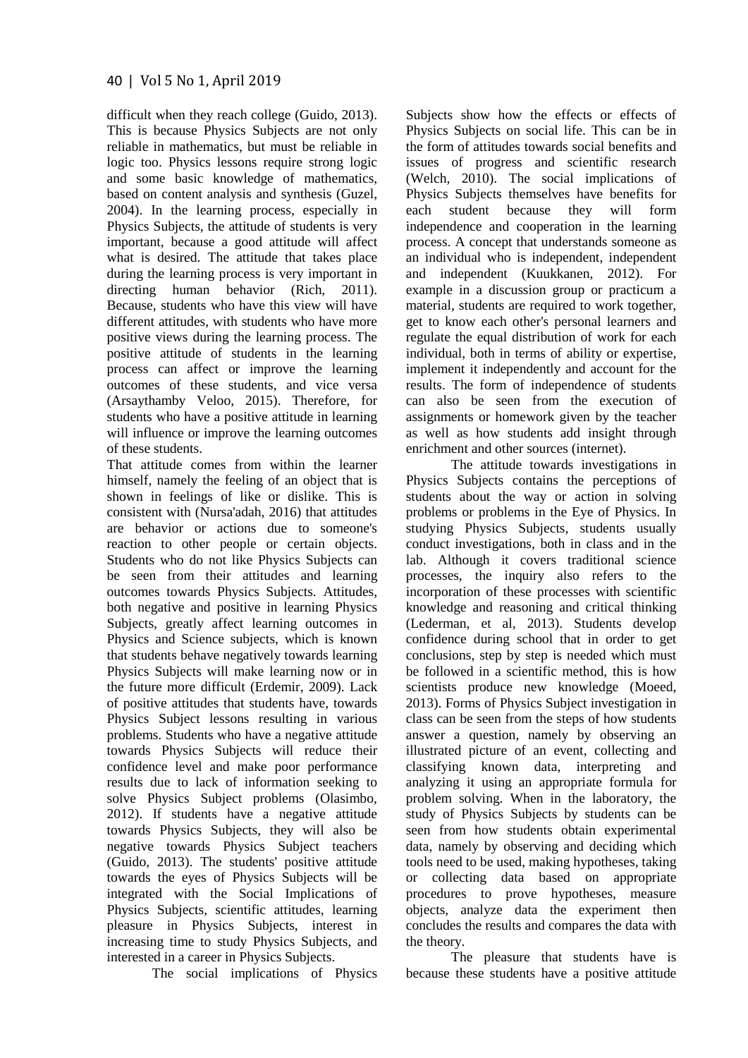difficult when they reach college (Guido, 2013). This is because Physics Subjects are not only reliable in mathematics, but must be reliable in logic too. Physics lessons require strong logic and some basic knowledge of mathematics, based on content analysis and synthesis (Guzel, 2004). In the learning process, especially in Physics Subjects, the attitude of students is very important, because a good attitude will affect what is desired. The attitude that takes place during the learning process is very important in directing human behavior (Rich, 2011). Because, students who have this view will have different attitudes, with students who have more positive views during the learning process. The positive attitude of students in the learning process can affect or improve the learning outcomes of these students, and vice versa (Arsaythamby Veloo, 2015). Therefore, for students who have a positive attitude in learning will influence or improve the learning outcomes of these students.

That attitude comes from within the learner himself, namely the feeling of an object that is shown in feelings of like or dislike. This is consistent with (Nursa'adah, 2016) that attitudes are behavior or actions due to someone's reaction to other people or certain objects. Students who do not like Physics Subjects can be seen from their attitudes and learning outcomes towards Physics Subjects. Attitudes, both negative and positive in learning Physics Subjects, greatly affect learning outcomes in Physics and Science subjects, which is known that students behave negatively towards learning Physics Subjects will make learning now or in the future more difficult (Erdemir, 2009). Lack of positive attitudes that students have, towards Physics Subject lessons resulting in various problems. Students who have a negative attitude towards Physics Subjects will reduce their confidence level and make poor performance results due to lack of information seeking to solve Physics Subject problems (Olasimbo, 2012). If students have a negative attitude towards Physics Subjects, they will also be negative towards Physics Subject teachers (Guido, 2013). The students' positive attitude towards the eyes of Physics Subjects will be integrated with the Social Implications of Physics Subjects, scientific attitudes, learning pleasure in Physics Subjects, interest in increasing time to study Physics Subjects, and interested in a career in Physics Subjects.

The social implications of Physics Subjects show how the effects or effects of Physics Subjects on social life. This can be in the form of attitudes towards social benefits and issues of progress and scientific research (Welch, 2010). The social implications of Physics Subjects themselves have benefits for each student because they will form independence and cooperation in the learning process. A concept that understands someone as an individual who is independent, independent and independent (Kuukkanen, 2012). For example in a discussion group or practicum a material, students are required to work together, get to know each other's personal learners and regulate the equal distribution of work for each individual, both in terms of ability or expertise, implement it independently and account for the results. The form of independence of students can also be seen from the execution of assignments or homework given by the teacher as well as how students add insight through enrichment and other sources (internet).

The attitude towards investigations in Physics Subjects contains the perceptions of students about the way or action in solving problems or problems in the Eye of Physics. In studying Physics Subjects, students usually conduct investigations, both in class and in the lab. Although it covers traditional science processes, the inquiry also refers to the incorporation of these processes with scientific knowledge and reasoning and critical thinking (Lederman, et al, 2013). Students develop confidence during school that in order to get conclusions, step by step is needed which must be followed in a scientific method, this is how scientists produce new knowledge (Moeed, 2013). Forms of Physics Subject investigation in class can be seen from the steps of how students answer a question, namely by observing an illustrated picture of an event, collecting and classifying known data, interpreting and analyzing it using an appropriate formula for problem solving. When in the laboratory, the study of Physics Subjects by students can be seen from how students obtain experimental data, namely by observing and deciding which tools need to be used, making hypotheses, taking or collecting data based on appropriate procedures to prove hypotheses, measure objects, analyze data the experiment then concludes the results and compares the data with the theory.

The pleasure that students have is because these students have a positive attitude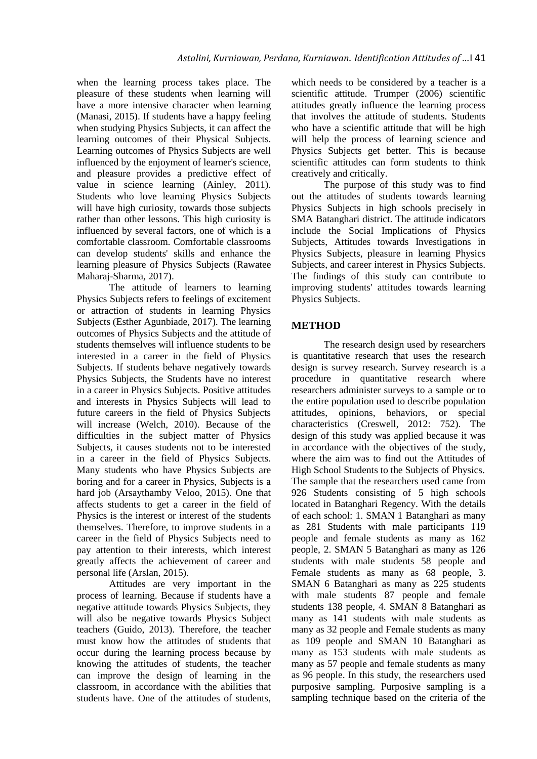when the learning process takes place. The pleasure of these students when learning will have a more intensive character when learning (Manasi, 2015). If students have a happy feeling when studying Physics Subjects, it can affect the learning outcomes of their Physical Subjects. Learning outcomes of Physics Subjects are well influenced by the enjoyment of learner's science, and pleasure provides a predictive effect of value in science learning (Ainley, 2011). Students who love learning Physics Subjects will have high curiosity, towards those subjects rather than other lessons. This high curiosity is influenced by several factors, one of which is a comfortable classroom. Comfortable classrooms can develop students' skills and enhance the learning pleasure of Physics Subjects (Rawatee Maharaj-Sharma, 2017).

The attitude of learners to learning Physics Subjects refers to feelings of excitement or attraction of students in learning Physics Subjects (Esther Agunbiade, 2017). The learning outcomes of Physics Subjects and the attitude of students themselves will influence students to be interested in a career in the field of Physics Subjects. If students behave negatively towards Physics Subjects, the Students have no interest in a career in Physics Subjects. Positive attitudes and interests in Physics Subjects will lead to future careers in the field of Physics Subjects will increase (Welch, 2010). Because of the difficulties in the subject matter of Physics Subjects, it causes students not to be interested in a career in the field of Physics Subjects. Many students who have Physics Subjects are boring and for a career in Physics, Subjects is a hard job (Arsaythamby Veloo, 2015). One that affects students to get a career in the field of Physics is the interest or interest of the students themselves. Therefore, to improve students in a career in the field of Physics Subjects need to pay attention to their interests, which interest greatly affects the achievement of career and personal life (Arslan, 2015).

Attitudes are very important in the process of learning. Because if students have a negative attitude towards Physics Subjects, they will also be negative towards Physics Subject teachers (Guido, 2013). Therefore, the teacher must know how the attitudes of students that occur during the learning process because by knowing the attitudes of students, the teacher can improve the design of learning in the classroom, in accordance with the abilities that students have. One of the attitudes of students, which needs to be considered by a teacher is a scientific attitude. Trumper (2006) scientific attitudes greatly influence the learning process that involves the attitude of students. Students who have a scientific attitude that will be high will help the process of learning science and Physics Subjects get better. This is because scientific attitudes can form students to think creatively and critically.

The purpose of this study was to find out the attitudes of students towards learning Physics Subjects in high schools precisely in SMA Batanghari district. The attitude indicators include the Social Implications of Physics Subjects, Attitudes towards Investigations in Physics Subjects, pleasure in learning Physics Subjects, and career interest in Physics Subjects. The findings of this study can contribute to improving students' attitudes towards learning Physics Subjects.

## METHOD

The research design used by researchers is quantitative research that uses the research design is survey research. Survey research is a procedure in quantitative research where researchers administer surveys to a sample or to the entire population used to describe population attitudes, opinions, behaviors, or special characteristics (Creswell, 2012: 752). The design of this study was applied because it was in accordance with the objectives of the study, where the aim was to find out the Attitudes of High School Students to the Subjects of Physics. The sample that the researchers used came from 926 Students consisting of 5 high schools located in Batanghari Regency. With the details of each school: 1. SMAN 1 Batanghari as many as 281 Students with male participants 119 people and female students as many as 162 people, 2. SMAN 5 Batanghari as many as 126 students with male students 58 people and Female students as many as 68 people, 3. SMAN 6 Batanghari as many as 225 students with male students 87 people and female students 138 people, 4. SMAN 8 Batanghari as many as 141 students with male students as many as 32 people and Female students as many as 109 people and SMAN 10 Batanghari as many as 153 students with male students as many as 57 people and female students as many as 96 people. In this study, the researchers used purposive sampling. Purposive sampling is a sampling technique based on the criteria of the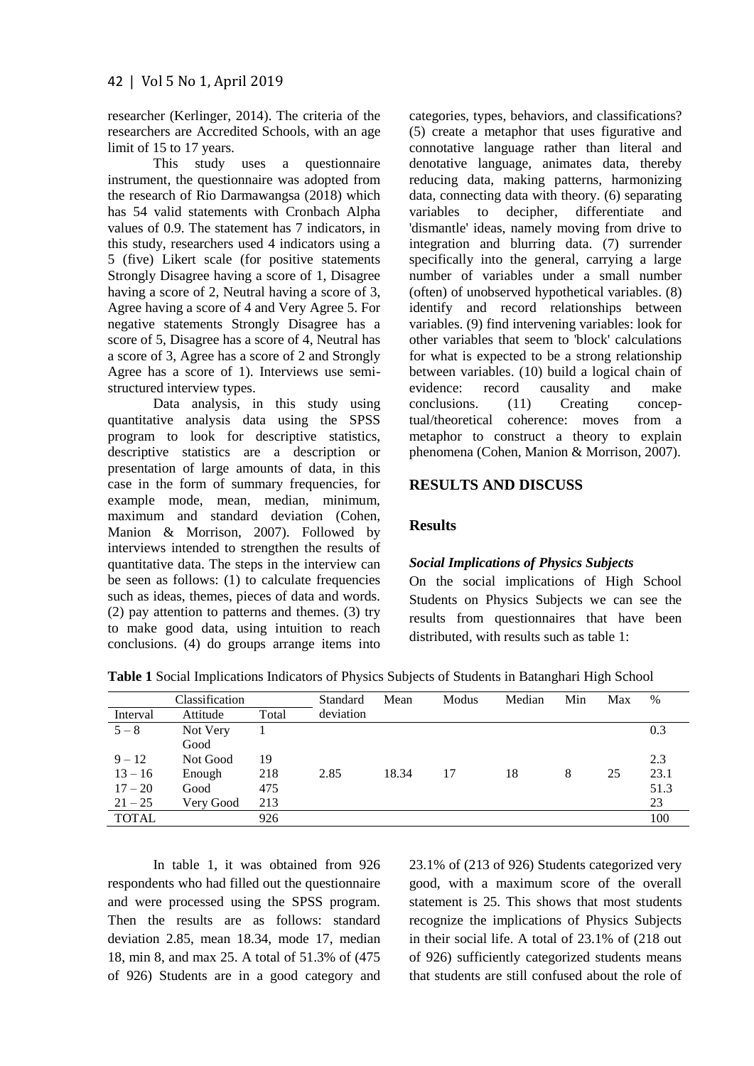researcher (Kerlinger, 2014). The criteria of the researchers are Accredited Schools, with an age limit of 15 to 17 years.

This study uses a questionnaire instrument, the questionnaire was adopted from the research of Rio Darmawangsa (2018) which has 54 valid statements with Cronbach Alpha values of 0.9. The statement has 7 indicators, in this study, researchers used 4 indicators using a 5 (five) Likert scale (for positive statements Strongly Disagree having a score of 1, Disagree having a score of 2, Neutral having a score of 3, Agree having a score of 4 and Very Agree 5. For negative statements Strongly Disagree has a score of 5, Disagree has a score of 4, Neutral has a score of 3, Agree has a score of 2 and Strongly Agree has a score of 1). Interviews use semi-structured interview types.

Data analysis, in this study using quantitative analysis data using the SPSS program to look for descriptive statistics, descriptive statistics are a description or presentation of large amounts of data, in this case in the form of summary frequencies, for example mode, mean, median, minimum, maximum and standard deviation (Cohen, Manion & Morrison, 2007). Followed by interviews intended to strengthen the results of quantitative data. The steps in the interview can be seen as follows: (1) to calculate frequencies such as ideas, themes, pieces of data and words. (2) pay attention to patterns and themes. (3) try to make good data, using intuition to reach conclusions. (4) do groups arrange items into categories, types, behaviors, and classifications? (5) create a metaphor that uses figurative and connotative language rather than literal and denotative language, animates data, thereby reducing data, making patterns, harmonizing data, connecting data with theory. (6) separating variables to decipher, differentiate and 'dismantle' ideas, namely moving from drive to integration and blurring data. (7) surrender specifically into the general, carrying a large number of variables under a small number (often) of unobserved hypothetical variables. (8) identify and record relationships between variables. (9) find intervening variables: look for other variables that seem to 'block' calculations for what is expected to be a strong relationship between variables. (10) build a logical chain of evidence: record causality and make conclusions. (11) Creating conceptual/theoretical coherence: moves from a metaphor to construct a theory to explain phenomena (Cohen, Manion & Morrison, 2007).

## RESULTS AND DISCUSS

### Results

#### *Social Implications of Physics Subjects*

On the social implications of High School Students on Physics Subjects we can see the results from questionnaires that have been distributed, with results such as table 1:

**Table 1** Social Implications Indicators of Physics Subjects of Students in Batanghari High School

| Classification | | | Standard deviation | Mean | Modus | Median | Min | Max | % |
|---|---|---|---|---|---|---|---|---|---|
| Interval | Attitude | Total | | | | | | | |
| 5 – 8 | Not Very Good | 1 | | | | | | | 0.3 |
| 9 – 12 | Not Good | 19 | | | | | | | 2.3 |
| 13 – 16 | Enough | 218 | 2.85 | 18.34 | 17 | 18 | 8 | 25 | 23.1 |
| 17 – 20 | Good | 475 | | | | | | | 51.3 |
| 21 – 25 | Very Good | 213 | | | | | | | 23 |
| TOTAL | | 926 | | | | | | | 100 |

In table 1, it was obtained from 926 respondents who had filled out the questionnaire and were processed using the SPSS program. Then the results are as follows: standard deviation 2.85, mean 18.34, mode 17, median 18, min 8, and max 25. A total of 51.3% of (475 of 926) Students are in a good category and 23.1% of (213 of 926) Students categorized very good, with a maximum score of the overall statement is 25. This shows that most students recognize the implications of Physics Subjects in their social life. A total of 23.1% of (218 out of 926) sufficiently categorized students means that students are still confused about the role of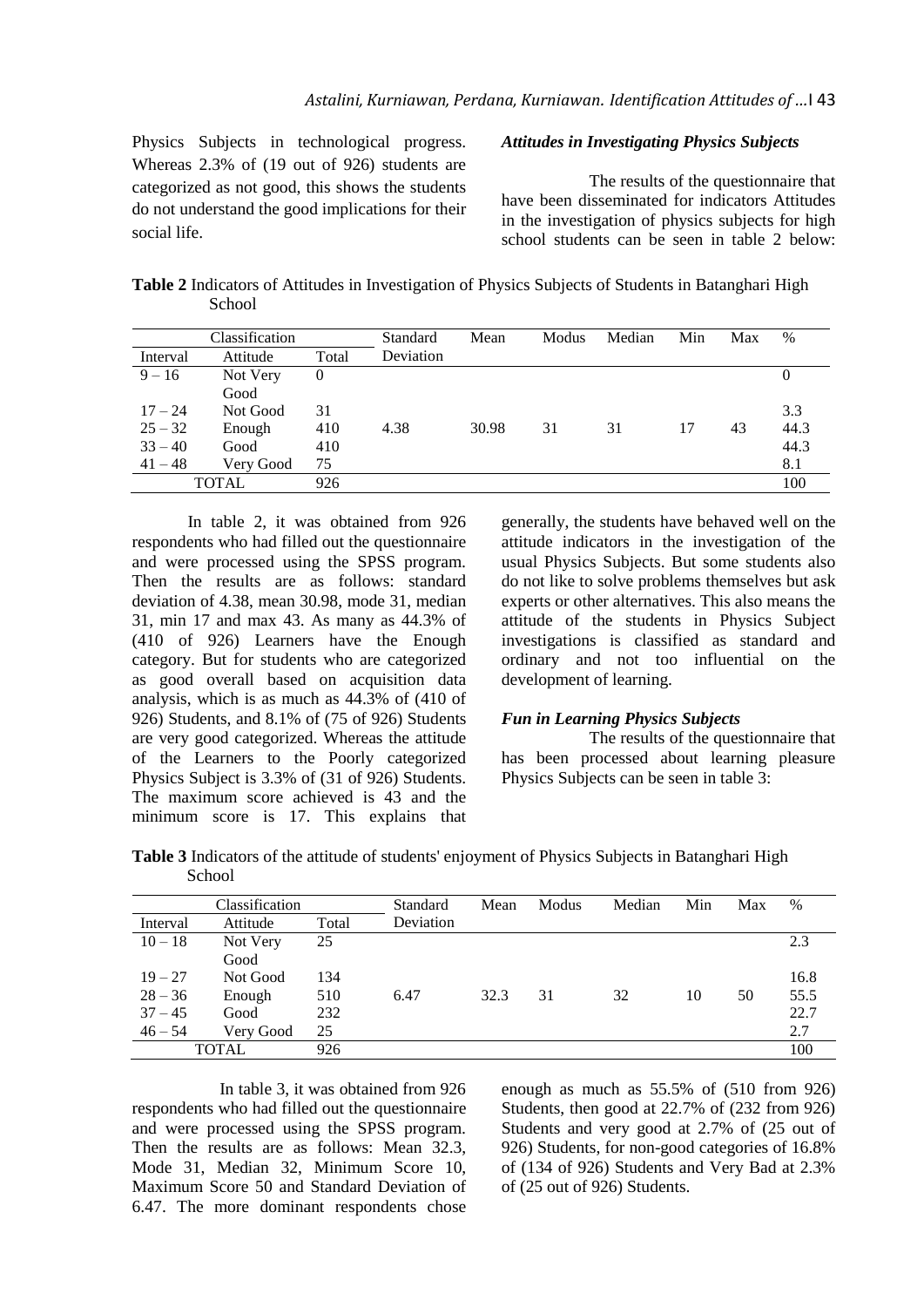Physics Subjects in technological progress. Whereas 2.3% of (19 out of 926) students are categorized as not good, this shows the students do not understand the good implications for their social life.

### *Attitudes in Investigating Physics Subjects*

The results of the questionnaire that have been disseminated for indicators Attitudes in the investigation of physics subjects for high school students can be seen in table 2 below:

**Table 2** Indicators of Attitudes in Investigation of Physics Subjects of Students in Batanghari High School

| Classification | | | Standard Deviation | Mean | Modus | Median | Min | Max | % |
|---|---|---|---|---|---|---|---|---|---|
| Interval | Attitude | Total | | | | | | | |
| 9 – 16 | Not Very Good | 0 | | | | | | | 0 |
| 17 – 24 | Not Good | 31 | | | | | | | 3.3 |
| 25 – 32 | Enough | 410 | 4.38 | 30.98 | 31 | 31 | 17 | 43 | 44.3 |
| 33 – 40 | Good | 410 | | | | | | | 44.3 |
| 41 – 48 | Very Good | 75 | | | | | | | 8.1 |
| TOTAL | | 926 | | | | | | | 100 |

In table 2, it was obtained from 926 respondents who had filled out the questionnaire and were processed using the SPSS program. Then the results are as follows: standard deviation of 4.38, mean 30.98, mode 31, median 31, min 17 and max 43. As many as 44.3% of (410 of 926) Learners have the Enough category. But for students who are categorized as good overall based on acquisition data analysis, which is as much as 44.3% of (410 of 926) Students, and 8.1% of (75 of 926) Students are very good categorized. Whereas the attitude of the Learners to the Poorly categorized Physics Subject is 3.3% of (31 of 926) Students. The maximum score achieved is 43 and the minimum score is 17. This explains that generally, the students have behaved well on the attitude indicators in the investigation of the usual Physics Subjects. But some students also do not like to solve problems themselves but ask experts or other alternatives. This also means the attitude of the students in Physics Subject investigations is classified as standard and ordinary and not too influential on the development of learning.

### *Fun in Learning Physics Subjects*

The results of the questionnaire that has been processed about learning pleasure Physics Subjects can be seen in table 3:

**Table 3** Indicators of the attitude of students' enjoyment of Physics Subjects in Batanghari High School

| Classification | | | Standard Deviation | Mean | Modus | Median | Min | Max | % |
|---|---|---|---|---|---|---|---|---|---|
| Interval | Attitude | Total | | | | | | | |
| 10 – 18 | Not Very Good | 25 | | | | | | | 2.3 |
| 19 – 27 | Not Good | 134 | | | | | | | 16.8 |
| 28 – 36 | Enough | 510 | 6.47 | 32.3 | 31 | 32 | 10 | 50 | 55.5 |
| 37 – 45 | Good | 232 | | | | | | | 22.7 |
| 46 – 54 | Very Good | 25 | | | | | | | 2.7 |
| TOTAL | | 926 | | | | | | | 100 |

In table 3, it was obtained from 926 respondents who had filled out the questionnaire and were processed using the SPSS program. Then the results are as follows: Mean 32.3, Mode 31, Median 32, Minimum Score 10, Maximum Score 50 and Standard Deviation of 6.47. The more dominant respondents chose enough as much as 55.5% of (510 from 926) Students, then good at 22.7% of (232 from 926) Students and very good at 2.7% of (25 out of 926) Students, for non-good categories of 16.8% of (134 of 926) Students and Very Bad at 2.3% of (25 out of 926) Students.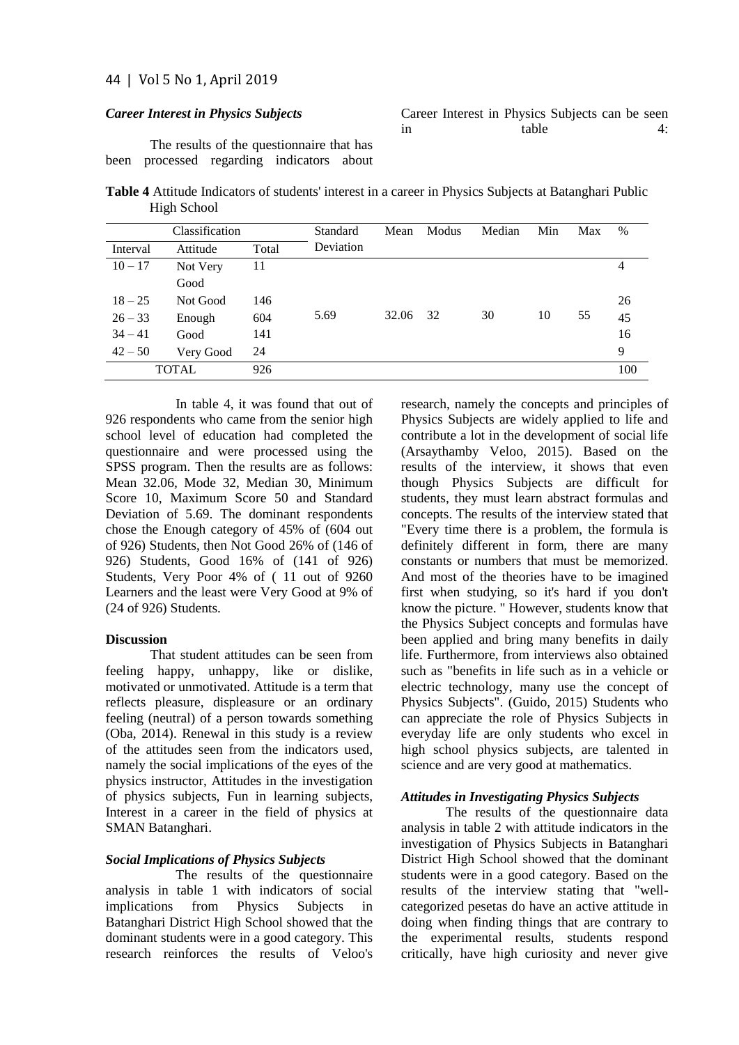### *Career Interest in Physics Subjects*

The results of the questionnaire that has been processed regarding indicators about Career Interest in Physics Subjects can be seen in table 4:

**Table 4** Attitude Indicators of students' interest in a career in Physics Subjects at Batanghari Public High School

| Classification | | | Standard Deviation | Mean | Modus | Median | Min | Max | % |
|---|---|---|---|---|---|---|---|---|---|
| Interval | Attitude | Total | | | | | | | |
| 10 – 17 | Not Very Good | 11 | | | | | | | 4 |
| 18 – 25 | Not Good | 146 | | | | | | | 26 |
| 26 – 33 | Enough | 604 | 5.69 | 32.06 | 32 | 30 | 10 | 55 | 45 |
| 34 – 41 | Good | 141 | | | | | | | 16 |
| 42 – 50 | Very Good | 24 | | | | | | | 9 |
| TOTAL | | 926 | | | | | | | 100 |

In table 4, it was found that out of 926 respondents who came from the senior high school level of education had completed the questionnaire and were processed using the SPSS program. Then the results are as follows: Mean 32.06, Mode 32, Median 30, Minimum Score 10, Maximum Score 50 and Standard Deviation of 5.69. The dominant respondents chose the Enough category of 45% of (604 out of 926) Students, then Not Good 26% of (146 of 926) Students, Good 16% of (141 of 926) Students, Very Poor 4% of ( 11 out of 9260 Learners and the least were Very Good at 9% of (24 of 926) Students.

**Discussion**

That student attitudes can be seen from feeling happy, unhappy, like or dislike, motivated or unmotivated. Attitude is a term that reflects pleasure, displeasure or an ordinary feeling (neutral) of a person towards something (Oba, 2014). Renewal in this study is a review of the attitudes seen from the indicators used, namely the social implications of the eyes of the physics instructor, Attitudes in the investigation of physics subjects, Fun in learning subjects, Interest in a career in the field of physics at SMAN Batanghari.

### *Social Implications of Physics Subjects*

The results of the questionnaire analysis in table 1 with indicators of social implications from Physics Subjects in Batanghari District High School showed that the dominant students were in a good category. This research reinforces the results of Veloo's research, namely the concepts and principles of Physics Subjects are widely applied to life and contribute a lot in the development of social life (Arsaythamby Veloo, 2015). Based on the results of the interview, it shows that even though Physics Subjects are difficult for students, they must learn abstract formulas and concepts. The results of the interview stated that "Every time there is a problem, the formula is definitely different in form, there are many constants or numbers that must be memorized. And most of the theories have to be imagined first when studying, so it's hard if you don't know the picture. " However, students know that the Physics Subject concepts and formulas have been applied and bring many benefits in daily life. Furthermore, from interviews also obtained such as "benefits in life such as in a vehicle or electric technology, many use the concept of Physics Subjects". (Guido, 2015) Students who can appreciate the role of Physics Subjects in everyday life are only students who excel in high school physics subjects, are talented in science and are very good at mathematics.

### *Attitudes in Investigating Physics Subjects*

The results of the questionnaire data analysis in table 2 with attitude indicators in the investigation of Physics Subjects in Batanghari District High School showed that the dominant students were in a good category. Based on the results of the interview stating that "well-categorized pesetas do have an active attitude in doing when finding things that are contrary to the experimental results, students respond critically, have high curiosity and never give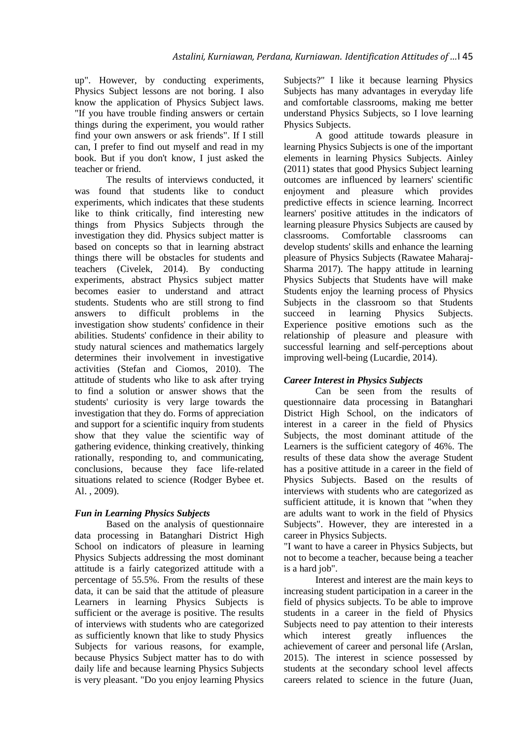up". However, by conducting experiments, Physics Subject lessons are not boring. I also know the application of Physics Subject laws. "If you have trouble finding answers or certain things during the experiment, you would rather find your own answers or ask friends". If I still can, I prefer to find out myself and read in my book. But if you don't know, I just asked the teacher or friend.

The results of interviews conducted, it was found that students like to conduct experiments, which indicates that these students like to think critically, find interesting new things from Physics Subjects through the investigation they did. Physics subject matter is based on concepts so that in learning abstract things there will be obstacles for students and teachers (Civelek, 2014). By conducting experiments, abstract Physics subject matter becomes easier to understand and attract students. Students who are still strong to find answers to difficult problems in the investigation show students' confidence in their abilities. Students' confidence in their ability to study natural sciences and mathematics largely determines their involvement in investigative activities (Stefan and Ciomos, 2010). The attitude of students who like to ask after trying to find a solution or answer shows that the students' curiosity is very large towards the investigation that they do. Forms of appreciation and support for a scientific inquiry from students show that they value the scientific way of gathering evidence, thinking creatively, thinking rationally, responding to, and communicating, conclusions, because they face life-related situations related to science (Rodger Bybee et. Al. , 2009).

### *Fun in Learning Physics Subjects*

Based on the analysis of questionnaire data processing in Batanghari District High School on indicators of pleasure in learning Physics Subjects addressing the most dominant attitude is a fairly categorized attitude with a percentage of 55.5%. From the results of these data, it can be said that the attitude of pleasure Learners in learning Physics Subjects is sufficient or the average is positive. The results of interviews with students who are categorized as sufficiently known that like to study Physics Subjects for various reasons, for example, because Physics Subject matter has to do with daily life and because learning Physics Subjects is very pleasant. "Do you enjoy learning Physics Subjects?" I like it because learning Physics Subjects has many advantages in everyday life and comfortable classrooms, making me better understand Physics Subjects, so I love learning Physics Subjects.

A good attitude towards pleasure in learning Physics Subjects is one of the important elements in learning Physics Subjects. Ainley (2011) states that good Physics Subject learning outcomes are influenced by learners' scientific enjoyment and pleasure which provides predictive effects in science learning. Incorrect learners' positive attitudes in the indicators of learning pleasure Physics Subjects are caused by classrooms. Comfortable classrooms can develop students' skills and enhance the learning pleasure of Physics Subjects (Rawatee Maharaj-Sharma 2017). The happy attitude in learning Physics Subjects that Students have will make Students enjoy the learning process of Physics Subjects in the classroom so that Students succeed in learning Physics Subjects. Experience positive emotions such as the relationship of pleasure and pleasure with successful learning and self-perceptions about improving well-being (Lucardie, 2014).

### *Career Interest in Physics Subjects*

Can be seen from the results of questionnaire data processing in Batanghari District High School, on the indicators of interest in a career in the field of Physics Subjects, the most dominant attitude of the Learners is the sufficient category of 46%. The results of these data show the average Student has a positive attitude in a career in the field of Physics Subjects. Based on the results of interviews with students who are categorized as sufficient attitude, it is known that "when they are adults want to work in the field of Physics Subjects". However, they are interested in a career in Physics Subjects.

"I want to have a career in Physics Subjects, but not to become a teacher, because being a teacher is a hard job".

Interest and interest are the main keys to increasing student participation in a career in the field of physics subjects. To be able to improve students in a career in the field of Physics Subjects need to pay attention to their interests which interest greatly influences the achievement of career and personal life (Arslan, 2015). The interest in science possessed by students at the secondary school level affects careers related to science in the future (Juan,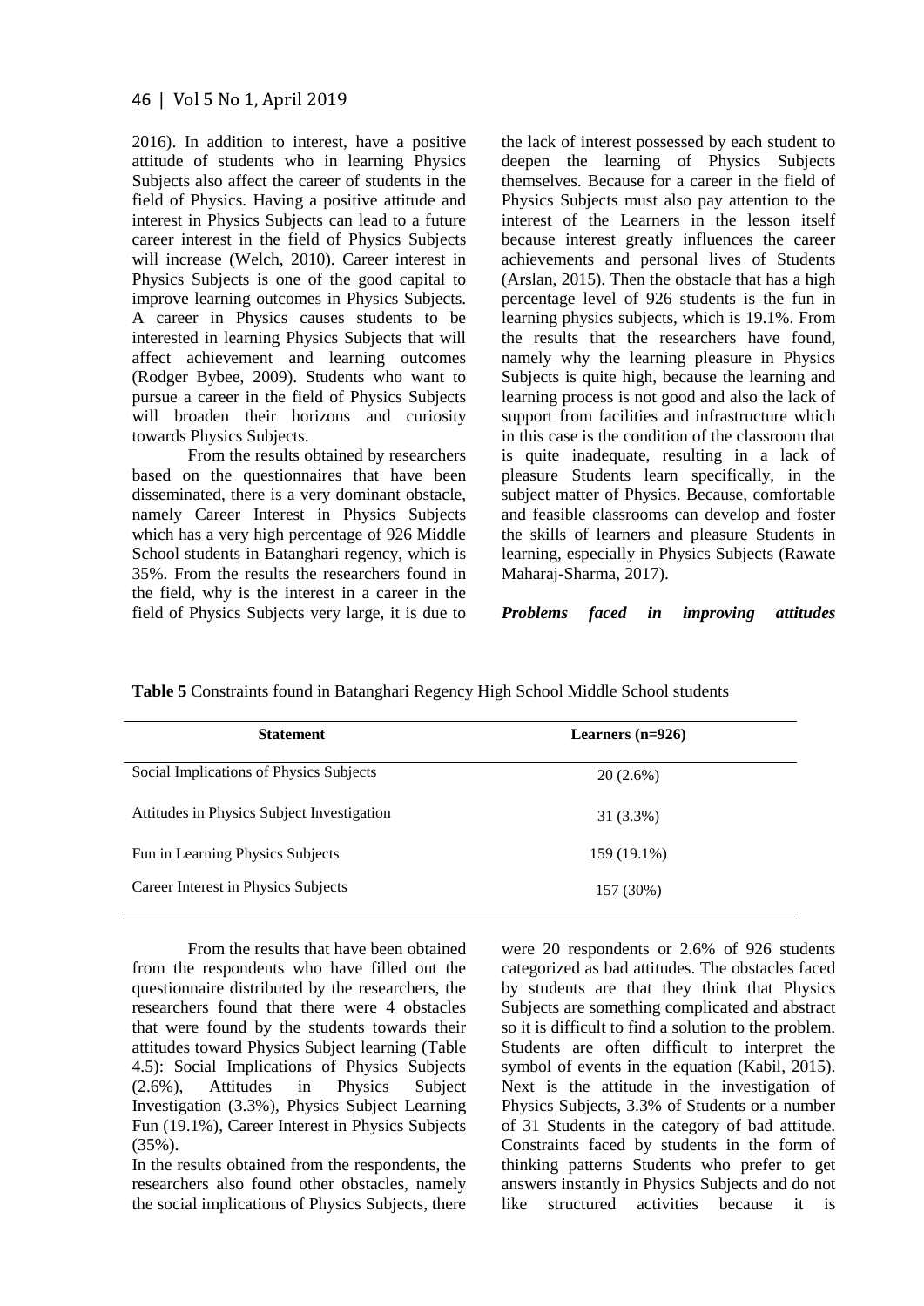2016). In addition to interest, have a positive attitude of students who in learning Physics Subjects also affect the career of students in the field of Physics. Having a positive attitude and interest in Physics Subjects can lead to a future career interest in the field of Physics Subjects will increase (Welch, 2010). Career interest in Physics Subjects is one of the good capital to improve learning outcomes in Physics Subjects. A career in Physics causes students to be interested in learning Physics Subjects that will affect achievement and learning outcomes (Rodger Bybee, 2009). Students who want to pursue a career in the field of Physics Subjects will broaden their horizons and curiosity towards Physics Subjects.

From the results obtained by researchers based on the questionnaires that have been disseminated, there is a very dominant obstacle, namely Career Interest in Physics Subjects which has a very high percentage of 926 Middle School students in Batanghari regency, which is 35%. From the results the researchers found in the field, why is the interest in a career in the field of Physics Subjects very large, it is due to the lack of interest possessed by each student to deepen the learning of Physics Subjects themselves. Because for a career in the field of Physics Subjects must also pay attention to the interest of the Learners in the lesson itself because interest greatly influences the career achievements and personal lives of Students (Arslan, 2015). Then the obstacle that has a high percentage level of 926 students is the fun in learning physics subjects, which is 19.1%. From the results that the researchers have found, namely why the learning pleasure in Physics Subjects is quite high, because the learning and learning process is not good and also the lack of support from facilities and infrastructure which in this case is the condition of the classroom that is quite inadequate, resulting in a lack of pleasure Students learn specifically, in the subject matter of Physics. Because, comfortable and feasible classrooms can develop and foster the skills of learners and pleasure Students in learning, especially in Physics Subjects (Rawate Maharaj-Sharma, 2017).

***Problems faced in improving attitudes***

**Table 5** Constraints found in Batanghari Regency High School Middle School students

| Statement | Learners (n=926) |
|---|---|
| Social Implications of Physics Subjects | 20 (2.6%) |
| Attitudes in Physics Subject Investigation | 31 (3.3%) |
| Fun in Learning Physics Subjects | 159 (19.1%) |
| Career Interest in Physics Subjects | 157 (30%) |

From the results that have been obtained from the respondents who have filled out the questionnaire distributed by the researchers, the researchers found that there were 4 obstacles that were found by the students towards their attitudes toward Physics Subject learning (Table 4.5): Social Implications of Physics Subjects (2.6%), Attitudes in Physics Subject Investigation (3.3%), Physics Subject Learning Fun (19.1%), Career Interest in Physics Subjects (35%).

In the results obtained from the respondents, the researchers also found other obstacles, namely the social implications of Physics Subjects, there were 20 respondents or 2.6% of 926 students categorized as bad attitudes. The obstacles faced by students are that they think that Physics Subjects are something complicated and abstract so it is difficult to find a solution to the problem. Students are often difficult to interpret the symbol of events in the equation (Kabil, 2015). Next is the attitude in the investigation of Physics Subjects, 3.3% of Students or a number of 31 Students in the category of bad attitude. Constraints faced by students in the form of thinking patterns Students who prefer to get answers instantly in Physics Subjects and do not like structured activities because it is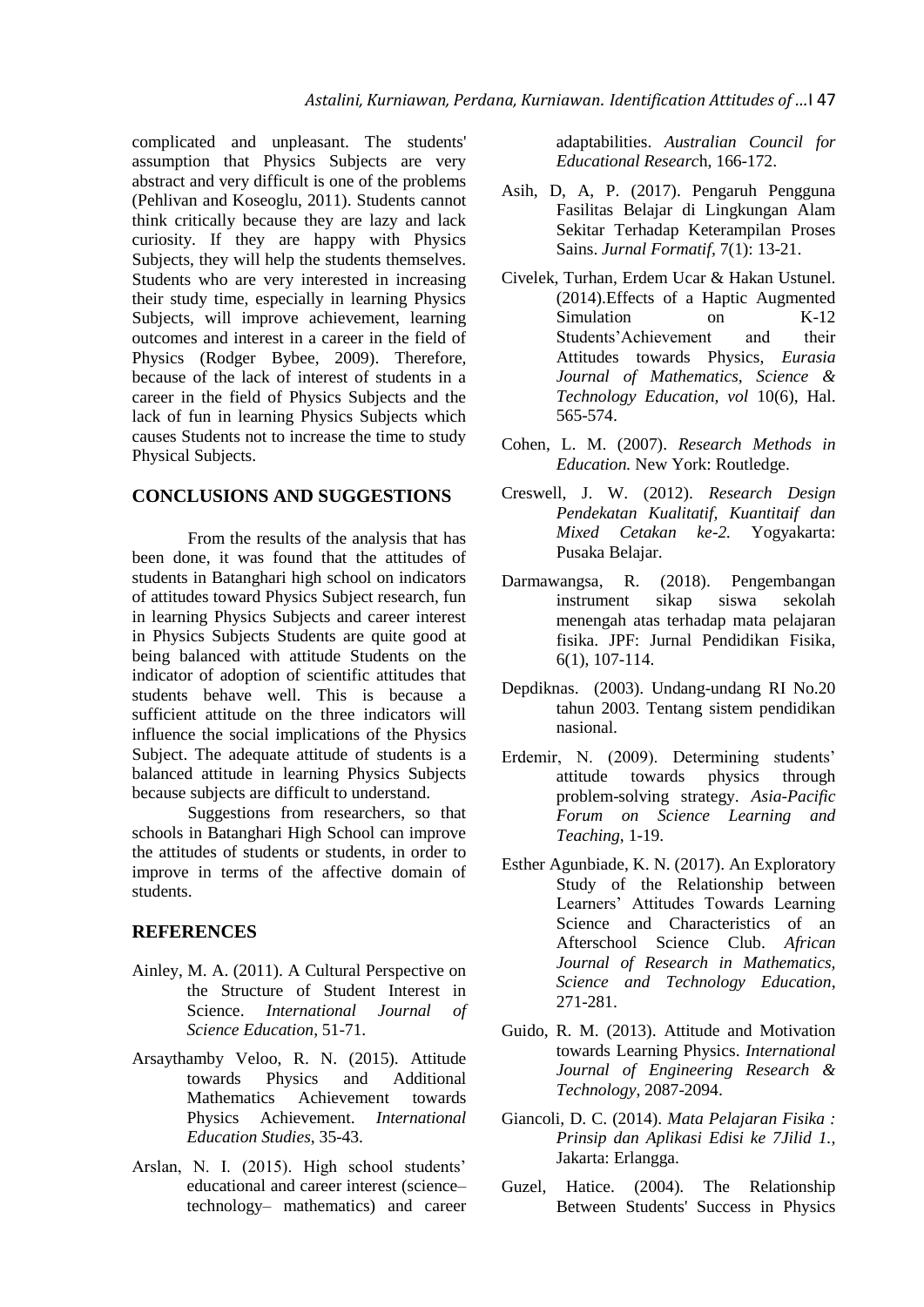complicated and unpleasant. The students' assumption that Physics Subjects are very abstract and very difficult is one of the problems (Pehlivan and Koseoglu, 2011). Students cannot think critically because they are lazy and lack curiosity. If they are happy with Physics Subjects, they will help the students themselves. Students who are very interested in increasing their study time, especially in learning Physics Subjects, will improve achievement, learning outcomes and interest in a career in the field of Physics (Rodger Bybee, 2009). Therefore, because of the lack of interest of students in a career in the field of Physics Subjects and the lack of fun in learning Physics Subjects which causes Students not to increase the time to study Physical Subjects.

## CONCLUSIONS AND SUGGESTIONS

From the results of the analysis that has been done, it was found that the attitudes of students in Batanghari high school on indicators of attitudes toward Physics Subject research, fun in learning Physics Subjects and career interest in Physics Subjects Students are quite good at being balanced with attitude Students on the indicator of adoption of scientific attitudes that students behave well. This is because a sufficient attitude on the three indicators will influence the social implications of the Physics Subject. The adequate attitude of students is a balanced attitude in learning Physics Subjects because subjects are difficult to understand.

Suggestions from researchers, so that schools in Batanghari High School can improve the attitudes of students or students, in order to improve in terms of the affective domain of students.

## REFERENCES

Ainley, M. A. (2011). A Cultural Perspective on the Structure of Student Interest in Science. *International Journal of Science Education*, 51-71.

Arsaythamby Veloo, R. N. (2015). Attitude towards Physics and Additional Mathematics Achievement towards Physics Achievement. *International Education Studies*, 35-43.

Arslan, N. I. (2015). High school students' educational and career interest (science–technology– mathematics) and career adaptabilities. *Australian Council for Educational Researc*h, 166-172.

Asih, D, A, P. (2017). Pengaruh Pengguna Fasilitas Belajar di Lingkungan Alam Sekitar Terhadap Keterampilan Proses Sains. *Jurnal Formatif*, 7(1): 13-21.

Civelek, Turhan, Erdem Ucar & Hakan Ustunel. (2014).Effects of a Haptic Augmented Simulation on K-12 Students'Achievement and their Attitudes towards Physics, *Eurasia Journal of Mathematics, Science & Technology Education, vol* 10(6), Hal. 565-574.

Cohen, L. M. (2007). *Research Methods in Education.* New York: Routledge.

Creswell, J. W. (2012). *Research Design Pendekatan Kualitatif, Kuantitaif dan Mixed Cetakan ke-2.* Yogyakarta: Pusaka Belajar.

Darmawangsa, R. (2018). Pengembangan instrument sikap siswa sekolah menengah atas terhadap mata pelajaran fisika. JPF: Jurnal Pendidikan Fisika, 6(1), 107-114.

Depdiknas. (2003). Undang-undang RI No.20 tahun 2003. Tentang sistem pendidikan nasional.

Erdemir, N. (2009). Determining students' attitude towards physics through problem-solving strategy. *Asia-Pacific Forum on Science Learning and Teaching*, 1-19.

Esther Agunbiade, K. N. (2017). An Exploratory Study of the Relationship between Learners' Attitudes Towards Learning Science and Characteristics of an Afterschool Science Club. *African Journal of Research in Mathematics, Science and Technology Education*, 271-281.

Guido, R. M. (2013). Attitude and Motivation towards Learning Physics. *International Journal of Engineering Research & Technology*, 2087-2094.

Giancoli, D. C. (2014). *Mata Pelajaran Fisika : Prinsip dan Aplikasi Edisi ke 7Jilid 1.*, Jakarta: Erlangga.

Guzel, Hatice. (2004). The Relationship Between Students' Success in Physics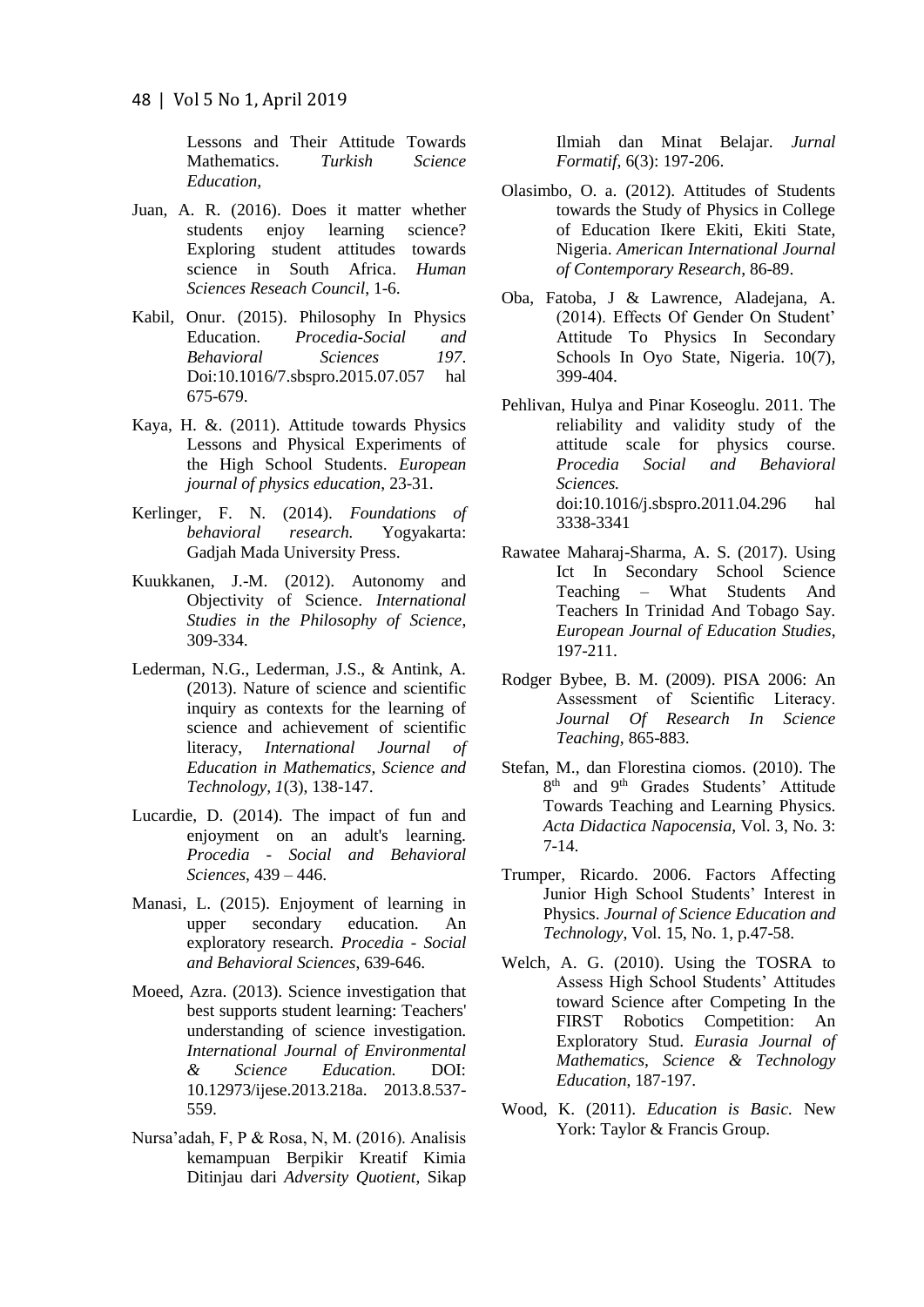Lessons and Their Attitude Towards Mathematics. *Turkish Science Education*,

Juan, A. R. (2016). Does it matter whether students enjoy learning science? Exploring student attitudes towards science in South Africa. *Human Sciences Reseach Council*, 1-6.

Kabil, Onur. (2015). Philosophy In Physics Education. *Procedia-Social and Behavioral Sciences 197*. Doi:10.1016/7.sbspro.2015.07.057 hal 675-679.

Kaya, H. &. (2011). Attitude towards Physics Lessons and Physical Experiments of the High School Students. *European journal of physics education*, 23-31.

Kerlinger, F. N. (2014). *Foundations of behavioral research.* Yogyakarta: Gadjah Mada University Press.

Kuukkanen, J.-M. (2012). Autonomy and Objectivity of Science. *International Studies in the Philosophy of Science*, 309-334.

Lederman, N.G., Lederman, J.S., & Antink, A. (2013). Nature of science and scientific inquiry as contexts for the learning of science and achievement of scientific literacy, *International Journal of Education in Mathematics, Science and Technology, 1*(3), 138-147.

Lucardie, D. (2014). The impact of fun and enjoyment on an adult's learning. *Procedia - Social and Behavioral Sciences*, 439 – 446.

Manasi, L. (2015). Enjoyment of learning in upper secondary education. An exploratory research. *Procedia - Social and Behavioral Sciences*, 639-646.

Moeed, Azra. (2013). Science investigation that best supports student learning: Teachers' understanding of science investigation. *International Journal of Environmental & Science Education.* DOI: 10.12973/ijese.2013.218a. 2013.8.537-559.

Nursa'adah, F, P & Rosa, N, M. (2016). Analisis kemampuan Berpikir Kreatif Kimia Ditinjau dari *Adversity Quotient*, Sikap Ilmiah dan Minat Belajar. *Jurnal Formatif*, 6(3): 197-206.

Olasimbo, O. a. (2012). Attitudes of Students towards the Study of Physics in College of Education Ikere Ekiti, Ekiti State, Nigeria. *American International Journal of Contemporary Research*, 86-89.

Oba, Fatoba, J & Lawrence, Aladejana, A. (2014). Effects Of Gender On Student' Attitude To Physics In Secondary Schools In Oyo State, Nigeria. 10(7), 399-404.

Pehlivan, Hulya and Pinar Koseoglu. 2011. The reliability and validity study of the attitude scale for physics course. *Procedia Social and Behavioral Sciences.* doi:10.1016/j.sbspro.2011.04.296 hal 3338-3341

Rawatee Maharaj-Sharma, A. S. (2017). Using Ict In Secondary School Science Teaching – What Students And Teachers In Trinidad And Tobago Say. *European Journal of Education Studies*, 197-211.

Rodger Bybee, B. M. (2009). PISA 2006: An Assessment of Scientific Literacy. *Journal Of Research In Science Teaching*, 865-883.

Stefan, M., dan Florestina ciomos. (2010). The 8th and 9th Grades Students' Attitude Towards Teaching and Learning Physics. *Acta Didactica Napocensia*, Vol. 3, No. 3: 7-14.

Trumper, Ricardo. 2006. Factors Affecting Junior High School Students' Interest in Physics. *Journal of Science Education and Technology*, Vol. 15, No. 1, p.47-58.

Welch, A. G. (2010). Using the TOSRA to Assess High School Students' Attitudes toward Science after Competing In the FIRST Robotics Competition: An Exploratory Stud. *Eurasia Journal of Mathematics, Science & Technology Education*, 187-197.

Wood, K. (2011). *Education is Basic.* New York: Taylor & Francis Group.